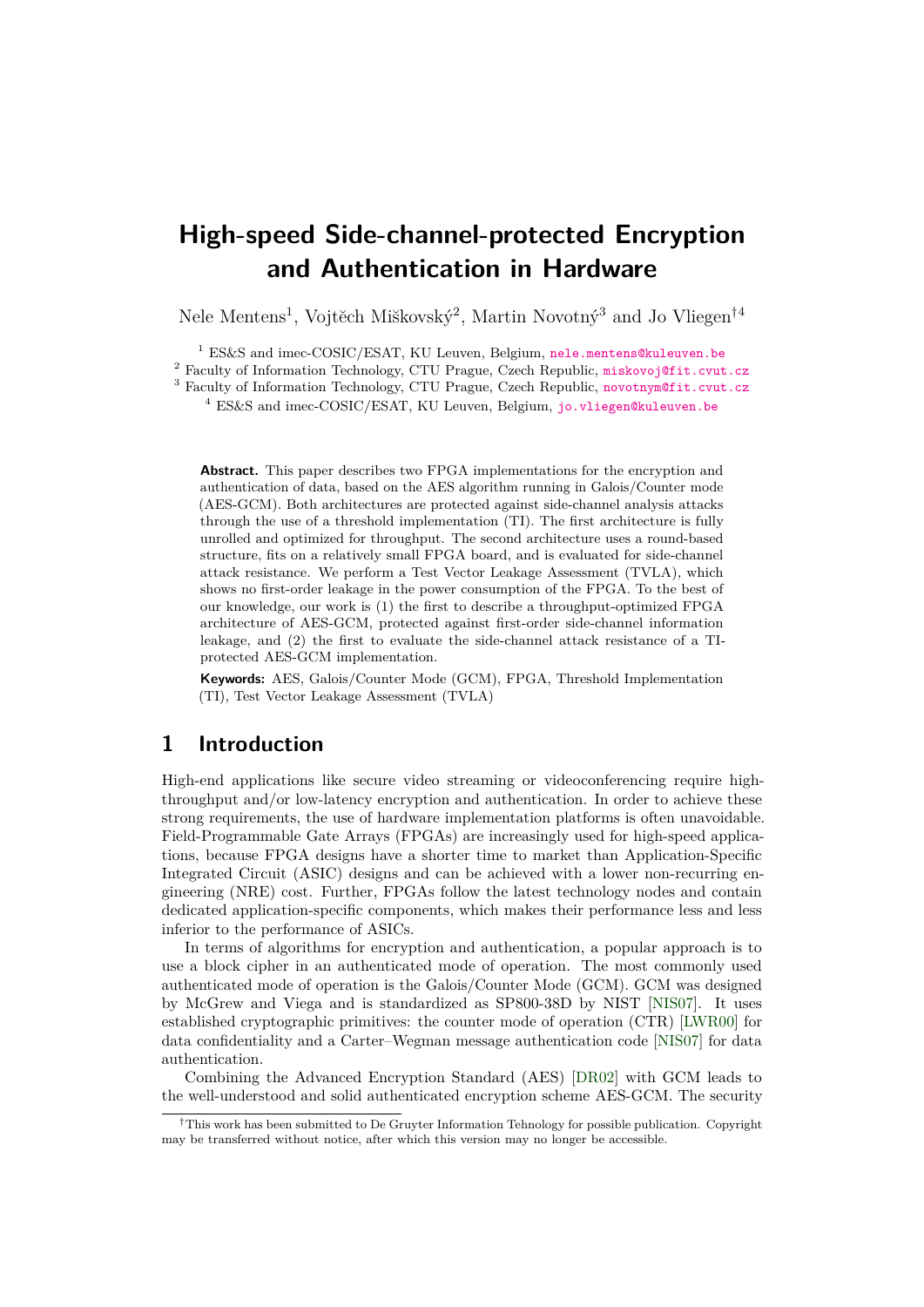# High-speed Side-channel-protected Encryption and Authentication in Hardware

Nele Mentens[1], Vojtěch Miškovský[2], Martin Novotný[3] and Jo Vliegen[†4]

[1] ES&S and imec-COSIC/ESAT, KU Leuven, Belgium, nele.mentens@kuleuven.be
[2] Faculty of Information Technology, CTU Prague, Czech Republic, miskovoj@fit.cvut.cz
[3] Faculty of Information Technology, CTU Prague, Czech Republic, novotnym@fit.cvut.cz
[4] ES&S and imec-COSIC/ESAT, KU Leuven, Belgium, jo.vliegen@kuleuven.be

**Abstract.** This paper describes two FPGA implementations for the encryption and authentication of data, based on the AES algorithm running in Galois/Counter mode (AES-GCM). Both architectures are protected against side-channel analysis attacks through the use of a threshold implementation (TI). The first architecture is fully unrolled and optimized for throughput. The second architecture uses a round-based structure, fits on a relatively small FPGA board, and is evaluated for side-channel attack resistance. We perform a Test Vector Leakage Assessment (TVLA), which shows no first-order leakage in the power consumption of the FPGA. To the best of our knowledge, our work is (1) the first to describe a throughput-optimized FPGA architecture of AES-GCM, protected against first-order side-channel information leakage, and (2) the first to evaluate the side-channel attack resistance of a TI-protected AES-GCM implementation.

**Keywords:** AES, Galois/Counter Mode (GCM), FPGA, Threshold Implementation (TI), Test Vector Leakage Assessment (TVLA)

## 1 Introduction

High-end applications like secure video streaming or videoconferencing require high-throughput and/or low-latency encryption and authentication. In order to achieve these strong requirements, the use of hardware implementation platforms is often unavoidable. Field-Programmable Gate Arrays (FPGAs) are increasingly used for high-speed applications, because FPGA designs have a shorter time to market than Application-Specific Integrated Circuit (ASIC) designs and can be achieved with a lower non-recurring engineering (NRE) cost. Further, FPGAs follow the latest technology nodes and contain dedicated application-specific components, which makes their performance less and less inferior to the performance of ASICs.

In terms of algorithms for encryption and authentication, a popular approach is to use a block cipher in an authenticated mode of operation. The most commonly used authenticated mode of operation is the Galois/Counter Mode (GCM). GCM was designed by McGrew and Viega and is standardized as SP800-38D by NIST [NIS07]. It uses established cryptographic primitives: the counter mode of operation (CTR) [LWR00] for data confidentiality and a Carter–Wegman message authentication code [NIS07] for data authentication.

Combining the Advanced Encryption Standard (AES) [DR02] with GCM leads to the well-understood and solid authenticated encryption scheme AES-GCM. The security

[†]This work has been submitted to De Gruyter Information Tehnology for possible publication. Copyright may be transferred without notice, after which this version may no longer be accessible.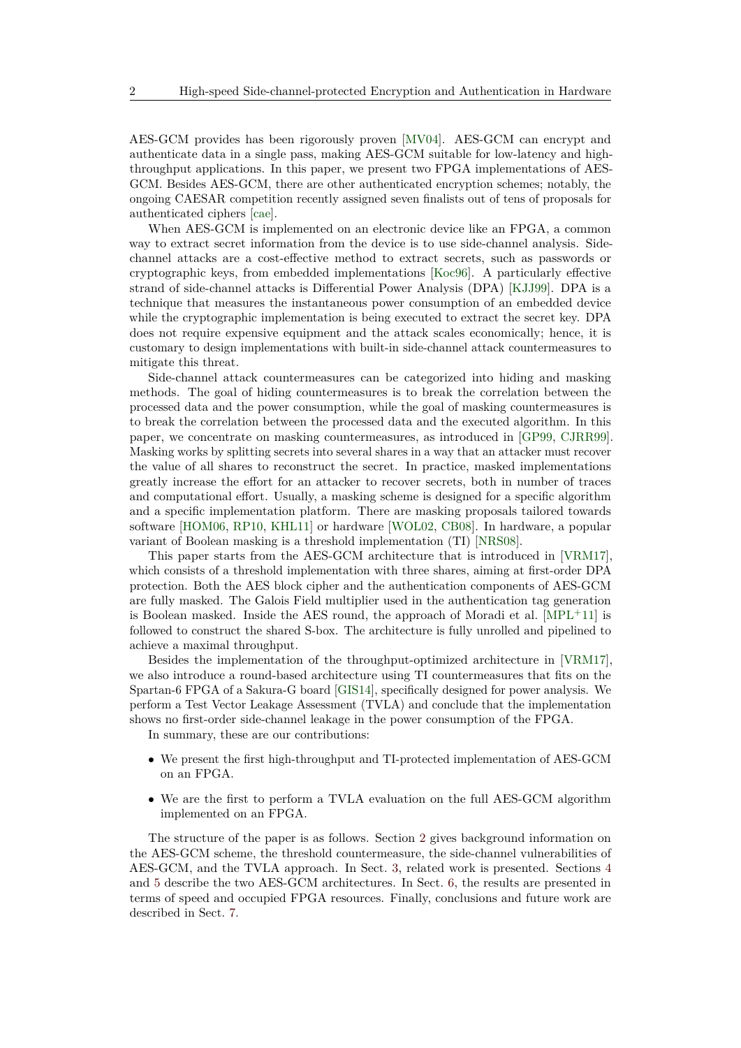AES-GCM provides has been rigorously proven [MV04]. AES-GCM can encrypt and authenticate data in a single pass, making AES-GCM suitable for low-latency and high-throughput applications. In this paper, we present two FPGA implementations of AES-GCM. Besides AES-GCM, there are other authenticated encryption schemes; notably, the ongoing CAESAR competition recently assigned seven finalists out of tens of proposals for authenticated ciphers [cae].

When AES-GCM is implemented on an electronic device like an FPGA, a common way to extract secret information from the device is to use side-channel analysis. Side-channel attacks are a cost-effective method to extract secrets, such as passwords or cryptographic keys, from embedded implementations [Koc96]. A particularly effective strand of side-channel attacks is Differential Power Analysis (DPA) [KJJ99]. DPA is a technique that measures the instantaneous power consumption of an embedded device while the cryptographic implementation is being executed to extract the secret key. DPA does not require expensive equipment and the attack scales economically; hence, it is customary to design implementations with built-in side-channel attack countermeasures to mitigate this threat.

Side-channel attack countermeasures can be categorized into hiding and masking methods. The goal of hiding countermeasures is to break the correlation between the processed data and the power consumption, while the goal of masking countermeasures is to break the correlation between the processed data and the executed algorithm. In this paper, we concentrate on masking countermeasures, as introduced in [GP99, CJRR99]. Masking works by splitting secrets into several shares in a way that an attacker must recover the value of all shares to reconstruct the secret. In practice, masked implementations greatly increase the effort for an attacker to recover secrets, both in number of traces and computational effort. Usually, a masking scheme is designed for a specific algorithm and a specific implementation platform. There are masking proposals tailored towards software [HOM06, RP10, KHL11] or hardware [WOL02, CB08]. In hardware, a popular variant of Boolean masking is a threshold implementation (TI) [NRS08].

This paper starts from the AES-GCM architecture that is introduced in [VRM17], which consists of a threshold implementation with three shares, aiming at first-order DPA protection. Both the AES block cipher and the authentication components of AES-GCM are fully masked. The Galois Field multiplier used in the authentication tag generation is Boolean masked. Inside the AES round, the approach of Moradi et al. [MPL+11] is followed to construct the shared S-box. The architecture is fully unrolled and pipelined to achieve a maximal throughput.

Besides the implementation of the throughput-optimized architecture in [VRM17], we also introduce a round-based architecture using TI countermeasures that fits on the Spartan-6 FPGA of a Sakura-G board [GIS14], specifically designed for power analysis. We perform a Test Vector Leakage Assessment (TVLA) and conclude that the implementation shows no first-order side-channel leakage in the power consumption of the FPGA.

In summary, these are our contributions:

- We present the first high-throughput and TI-protected implementation of AES-GCM on an FPGA.
- We are the first to perform a TVLA evaluation on the full AES-GCM algorithm implemented on an FPGA.

The structure of the paper is as follows. Section 2 gives background information on the AES-GCM scheme, the threshold countermeasure, the side-channel vulnerabilities of AES-GCM, and the TVLA approach. In Sect. 3, related work is presented. Sections 4 and 5 describe the two AES-GCM architectures. In Sect. 6, the results are presented in terms of speed and occupied FPGA resources. Finally, conclusions and future work are described in Sect. 7.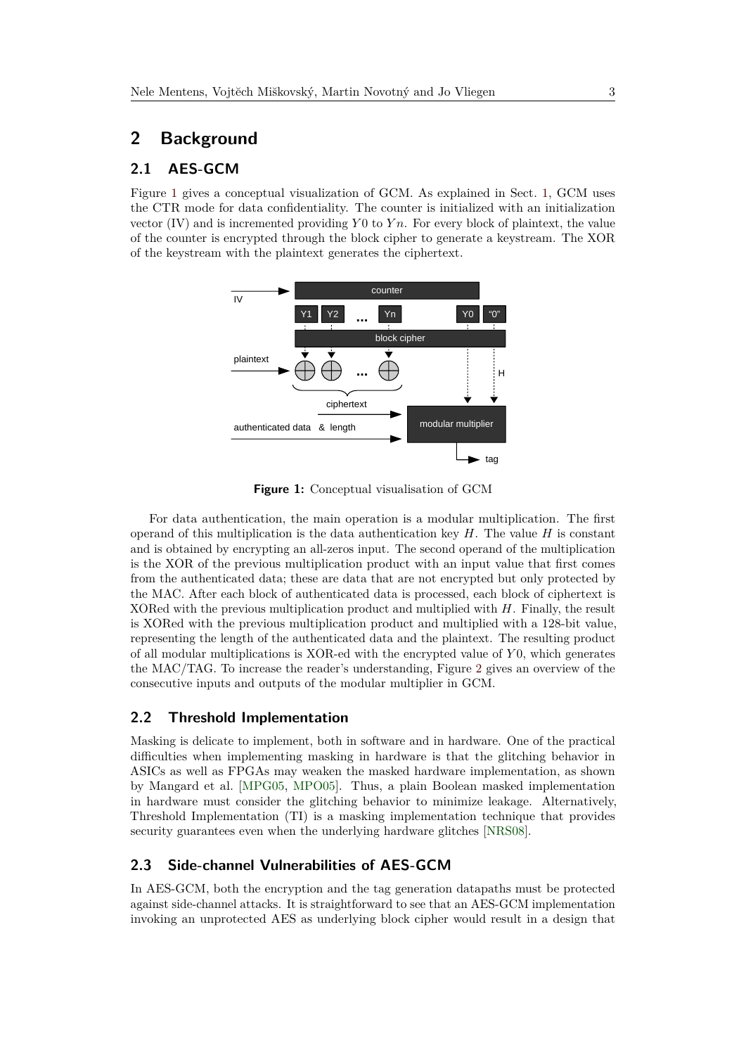## 2 Background

### 2.1 AES-GCM

Figure 1 gives a conceptual visualization of GCM. As explained in Sect. 1, GCM uses the CTR mode for data confidentiality. The counter is initialized with an initialization vector (IV) and is incremented providing $Y0$ to $Yn$. For every block of plaintext, the value of the counter is encrypted through the block cipher to generate a keystream. The XOR of the keystream with the plaintext generates the ciphertext.

IV
counter
Y1
Y2
...
Yn
Y0
"0"
block cipher
plaintext
...
H
ciphertext
authenticated data & length
modular multiplier
tag

**Figure 1:** Conceptual visualisation of GCM

For data authentication, the main operation is a modular multiplication. The first operand of this multiplication is the data authentication key $H$. The value $H$ is constant and is obtained by encrypting an all-zeros input. The second operand of the multiplication is the XOR of the previous multiplication product with an input value that first comes from the authenticated data; these are data that are not encrypted but only protected by the MAC. After each block of authenticated data is processed, each block of ciphertext is XORed with the previous multiplication product and multiplied with $H$. Finally, the result is XORed with the previous multiplication product and multiplied with a 128-bit value, representing the length of the authenticated data and the plaintext. The resulting product of all modular multiplications is XOR-ed with the encrypted value of $Y0$, which generates the MAC/TAG. To increase the reader's understanding, Figure 2 gives an overview of the consecutive inputs and outputs of the modular multiplier in GCM.

### 2.2 Threshold Implementation

Masking is delicate to implement, both in software and in hardware. One of the practical difficulties when implementing masking in hardware is that the glitching behavior in ASICs as well as FPGAs may weaken the masked hardware implementation, as shown by Mangard et al. [MPG05, MPO05]. Thus, a plain Boolean masked implementation in hardware must consider the glitching behavior to minimize leakage. Alternatively, Threshold Implementation (TI) is a masking implementation technique that provides security guarantees even when the underlying hardware glitches [NRS08].

### 2.3 Side-channel Vulnerabilities of AES-GCM

In AES-GCM, both the encryption and the tag generation datapaths must be protected against side-channel attacks. It is straightforward to see that an AES-GCM implementation invoking an unprotected AES as underlying block cipher would result in a design that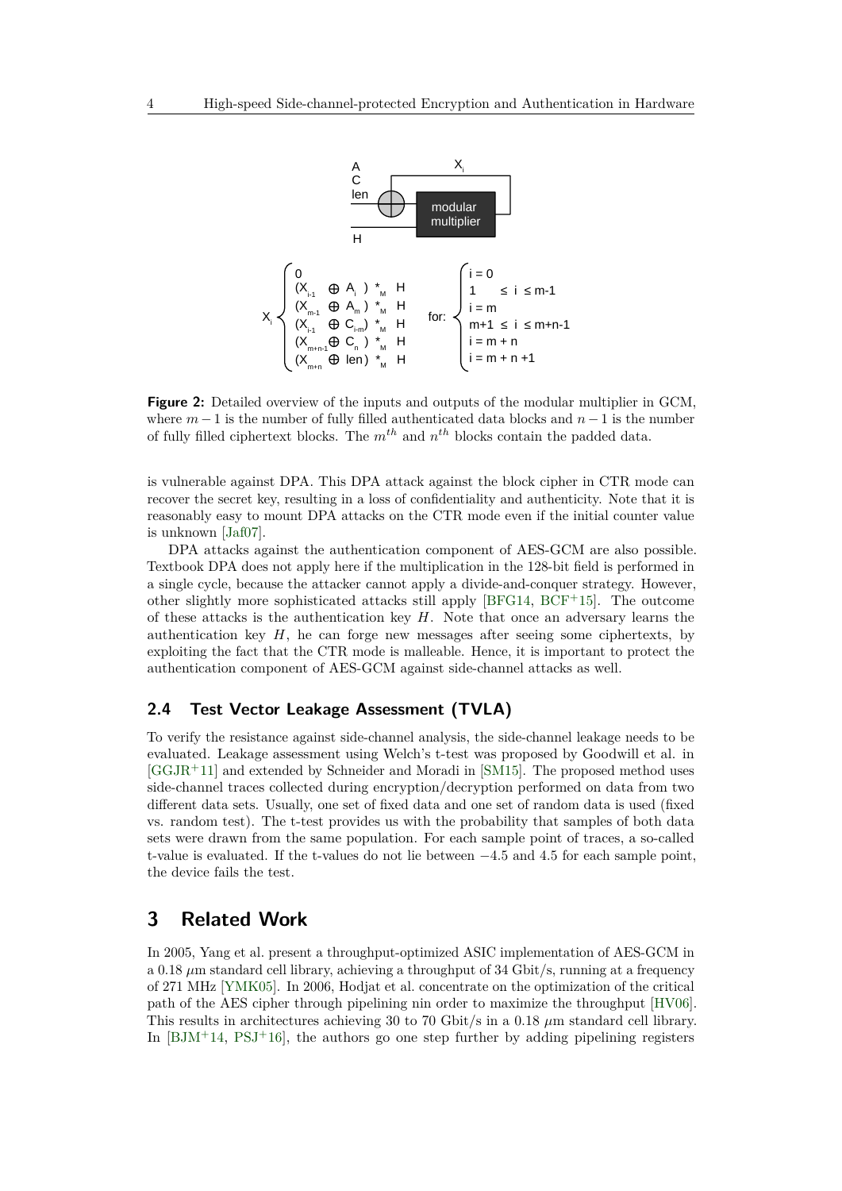A
C
len
$X_i$
modular multiplier
H

$$
X_i = \begin{cases}
0 & \text{for: } i = 0 \\
(X_{i-1} \oplus A_i) *_M H & 1 \leq i \leq m-1 \\
(X_{m-1} \oplus A_m) *_M H & i = m \\
(X_{i-1} \oplus C_{i-m}) *_M H & m+1 \leq i \leq m+n-1 \\
(X_{m+n-1} \oplus C_n) *_M H & i = m+n \\
(X_{m+n} \oplus len) *_M H & i = m+n+1
\end{cases}
$$

**Figure 2:** Detailed overview of the inputs and outputs of the modular multiplier in GCM, where $m-1$ is the number of fully filled authenticated data blocks and $n-1$ is the number of fully filled ciphertext blocks. The $m^{th}$ and $n^{th}$ blocks contain the padded data.

is vulnerable against DPA. This DPA attack against the block cipher in CTR mode can recover the secret key, resulting in a loss of confidentiality and authenticity. Note that it is reasonably easy to mount DPA attacks on the CTR mode even if the initial counter value is unknown [Jaf07].

DPA attacks against the authentication component of AES-GCM are also possible. Textbook DPA does not apply here if the multiplication in the 128-bit field is performed in a single cycle, because the attacker cannot apply a divide-and-conquer strategy. However, other slightly more sophisticated attacks still apply [BFG14, BCF+15]. The outcome of these attacks is the authentication key $H$. Note that once an adversary learns the authentication key $H$, he can forge new messages after seeing some ciphertexts, by exploiting the fact that the CTR mode is malleable. Hence, it is important to protect the authentication component of AES-GCM against side-channel attacks as well.

### 2.4 Test Vector Leakage Assessment (TVLA)

To verify the resistance against side-channel analysis, the side-channel leakage needs to be evaluated. Leakage assessment using Welch's t-test was proposed by Goodwill et al. in [GGJR+11] and extended by Schneider and Moradi in [SM15]. The proposed method uses side-channel traces collected during encryption/decryption performed on data from two different data sets. Usually, one set of fixed data and one set of random data is used (fixed vs. random test). The t-test provides us with the probability that samples of both data sets were drawn from the same population. For each sample point of traces, a so-called t-value is evaluated. If the t-values do not lie between $-4.5$ and $4.5$ for each sample point, the device fails the test.

## 3 Related Work

In 2005, Yang et al. present a throughput-optimized ASIC implementation of AES-GCM in a 0.18 $\mu$m standard cell library, achieving a throughput of 34 Gbit/s, running at a frequency of 271 MHz [YMK05]. In 2006, Hodjat et al. concentrate on the optimization of the critical path of the AES cipher through pipelining nin order to maximize the throughput [HV06]. This results in architectures achieving 30 to 70 Gbit/s in a 0.18 $\mu$m standard cell library. In [BJM+14, PSJ+16], the authors go one step further by adding pipelining registers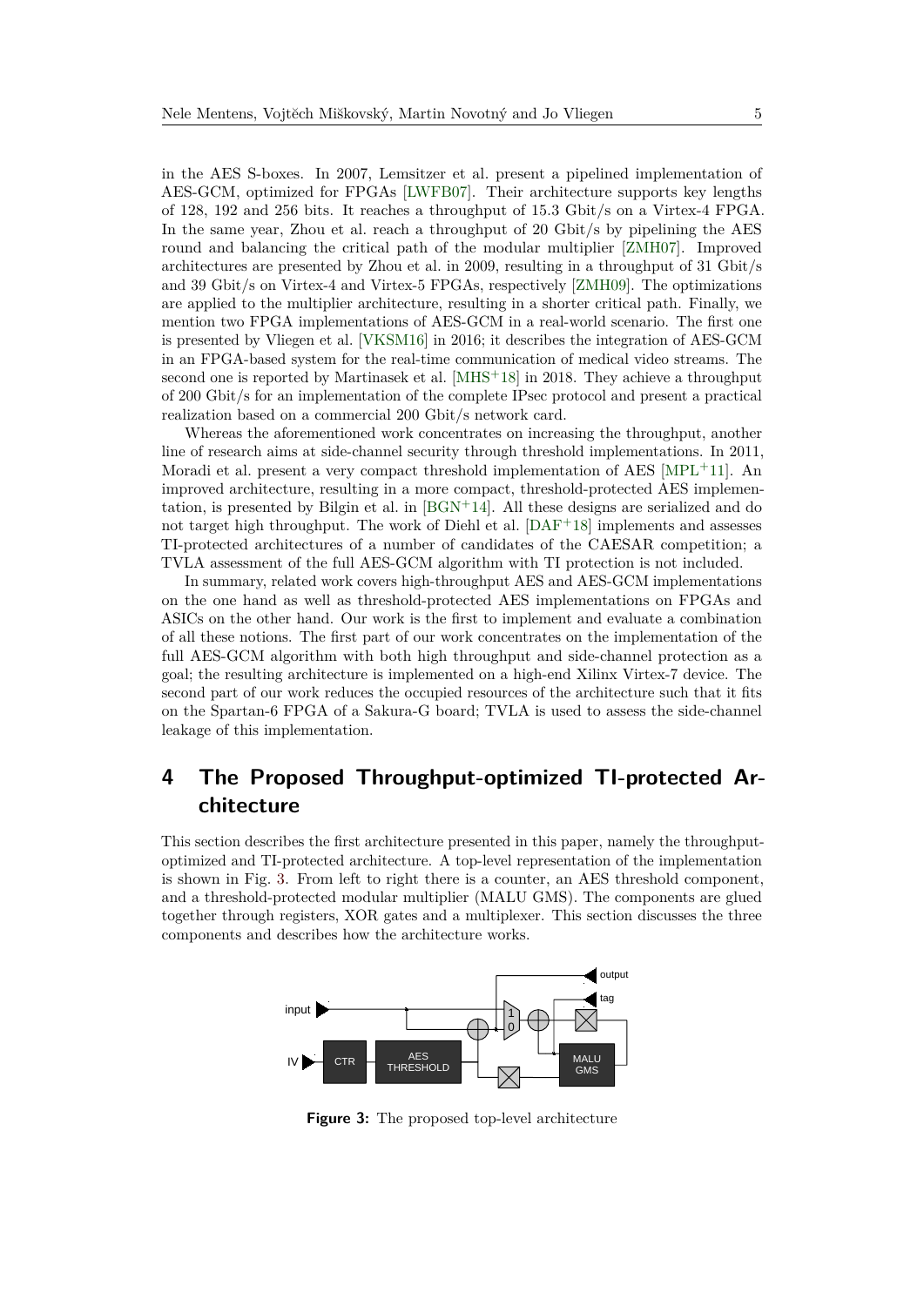in the AES S-boxes. In 2007, Lemsitzer et al. present a pipelined implementation of AES-GCM, optimized for FPGAs [LWFB07]. Their architecture supports key lengths of 128, 192 and 256 bits. It reaches a throughput of 15.3 Gbit/s on a Virtex-4 FPGA. In the same year, Zhou et al. reach a throughput of 20 Gbit/s by pipelining the AES round and balancing the critical path of the modular multiplier [ZMH07]. Improved architectures are presented by Zhou et al. in 2009, resulting in a throughput of 31 Gbit/s and 39 Gbit/s on Virtex-4 and Virtex-5 FPGAs, respectively [ZMH09]. The optimizations are applied to the multiplier architecture, resulting in a shorter critical path. Finally, we mention two FPGA implementations of AES-GCM in a real-world scenario. The first one is presented by Vliegen et al. [VKSM16] in 2016; it describes the integration of AES-GCM in an FPGA-based system for the real-time communication of medical video streams. The second one is reported by Martinasek et al. [MHS+18] in 2018. They achieve a throughput of 200 Gbit/s for an implementation of the complete IPsec protocol and present a practical realization based on a commercial 200 Gbit/s network card.

Whereas the aforementioned work concentrates on increasing the throughput, another line of research aims at side-channel security through threshold implementations. In 2011, Moradi et al. present a very compact threshold implementation of AES [MPL+11]. An improved architecture, resulting in a more compact, threshold-protected AES implementation, is presented by Bilgin et al. in [BGN+14]. All these designs are serialized and do not target high throughput. The work of Diehl et al. [DAF+18] implements and assesses TI-protected architectures of a number of candidates of the CAESAR competition; a TVLA assessment of the full AES-GCM algorithm with TI protection is not included.

In summary, related work covers high-throughput AES and AES-GCM implementations on the one hand as well as threshold-protected AES implementations on FPGAs and ASICs on the other hand. Our work is the first to implement and evaluate a combination of all these notions. The first part of our work concentrates on the implementation of the full AES-GCM algorithm with both high throughput and side-channel protection as a goal; the resulting architecture is implemented on a high-end Xilinx Virtex-7 device. The second part of our work reduces the occupied resources of the architecture such that it fits on the Spartan-6 FPGA of a Sakura-G board; TVLA is used to assess the side-channel leakage of this implementation.

# 4 The Proposed Throughput-optimized TI-protected Architecture

This section describes the first architecture presented in this paper, namely the throughput-optimized and TI-protected architecture. A top-level representation of the implementation is shown in Fig. 3. From left to right there is a counter, an AES threshold component, and a threshold-protected modular multiplier (MALU GMS). The components are glued together through registers, XOR gates and a multiplexer. This section discusses the three components and describes how the architecture works.

output
tag
input
1
0
IV
CTR
AES THRESHOLD
MALU GMS

**Figure 3:** The proposed top-level architecture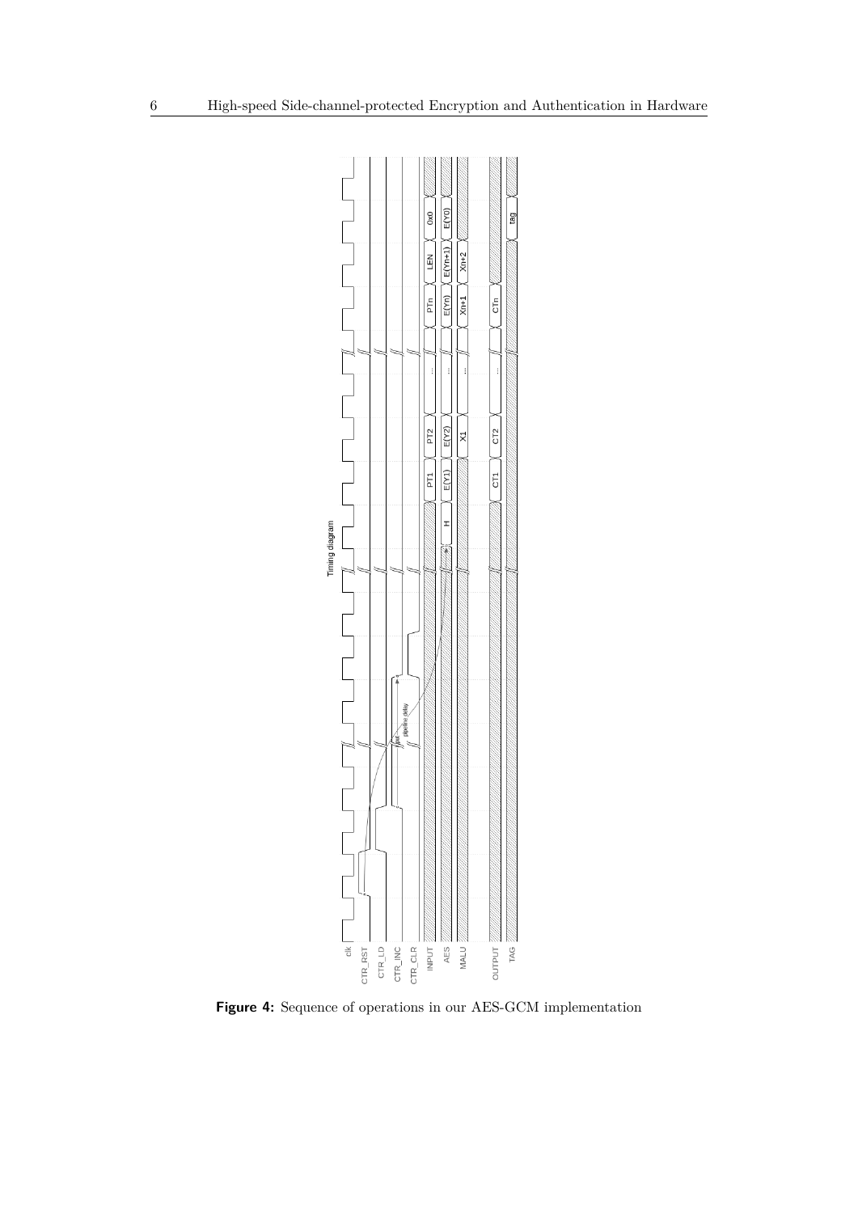Timing diagram

clk

CTR_RST

CTR_LD

CTR_INC

CTR_CLR

INPUT

AES

MALU

OUTPUT

TAG

pipeline delay

PT1 PT2 ... PTn LEN 0x0

H E(Y1) E(Y2) ... E(Yn) E(Yn+1) E(Y0)

X1 ... Xn+1 Xn+2

CT1 CT2 ... CTn

tag

**Figure 4:** Sequence of operations in our AES-GCM implementation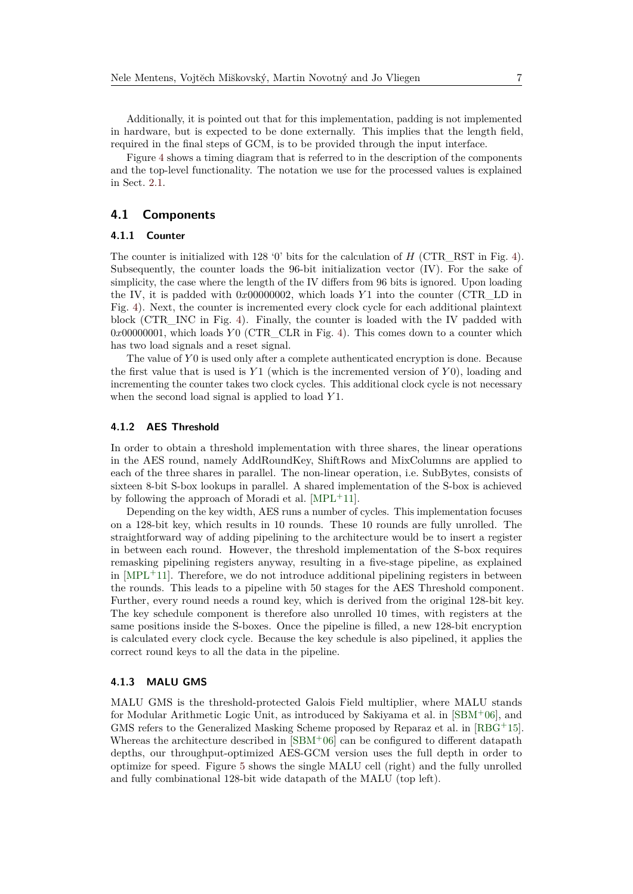Additionally, it is pointed out that for this implementation, padding is not implemented in hardware, but is expected to be done externally. This implies that the length field, required in the final steps of GCM, is to be provided through the input interface.

Figure 4 shows a timing diagram that is referred to in the description of the components and the top-level functionality. The notation we use for the processed values is explained in Sect. 2.1.

## 4.1 Components

### 4.1.1 Counter

The counter is initialized with 128 '0' bits for the calculation of $H$ (CTR_RST in Fig. 4). Subsequently, the counter loads the 96-bit initialization vector (IV). For the sake of simplicity, the case where the length of the IV differs from 96 bits is ignored. Upon loading the IV, it is padded with $0x00000002$, which loads $Y1$ into the counter (CTR_LD in Fig. 4). Next, the counter is incremented every clock cycle for each additional plaintext block (CTR_INC in Fig. 4). Finally, the counter is loaded with the IV padded with $0x00000001$, which loads $Y0$ (CTR_CLR in Fig. 4). This comes down to a counter which has two load signals and a reset signal.

The value of $Y0$ is used only after a complete authenticated encryption is done. Because the first value that is used is $Y1$ (which is the incremented version of $Y0$), loading and incrementing the counter takes two clock cycles. This additional clock cycle is not necessary when the second load signal is applied to load $Y1$.

### 4.1.2 AES Threshold

In order to obtain a threshold implementation with three shares, the linear operations in the AES round, namely AddRoundKey, ShiftRows and MixColumns are applied to each of the three shares in parallel. The non-linear operation, i.e. SubBytes, consists of sixteen 8-bit S-box lookups in parallel. A shared implementation of the S-box is achieved by following the approach of Moradi et al. [MPL+11].

Depending on the key width, AES runs a number of cycles. This implementation focuses on a 128-bit key, which results in 10 rounds. These 10 rounds are fully unrolled. The straightforward way of adding pipelining to the architecture would be to insert a register in between each round. However, the threshold implementation of the S-box requires remasking pipelining registers anyway, resulting in a five-stage pipeline, as explained in [MPL+11]. Therefore, we do not introduce additional pipelining registers in between the rounds. This leads to a pipeline with 50 stages for the AES Threshold component. Further, every round needs a round key, which is derived from the original 128-bit key. The key schedule component is therefore also unrolled 10 times, with registers at the same positions inside the S-boxes. Once the pipeline is filled, a new 128-bit encryption is calculated every clock cycle. Because the key schedule is also pipelined, it applies the correct round keys to all the data in the pipeline.

### 4.1.3 MALU GMS

MALU GMS is the threshold-protected Galois Field multiplier, where MALU stands for Modular Arithmetic Logic Unit, as introduced by Sakiyama et al. in [SBM+06], and GMS refers to the Generalized Masking Scheme proposed by Reparaz et al. in [RBG+15]. Whereas the architecture described in [SBM+06] can be configured to different datapath depths, our throughput-optimized AES-GCM version uses the full depth in order to optimize for speed. Figure 5 shows the single MALU cell (right) and the fully unrolled and fully combinational 128-bit wide datapath of the MALU (top left).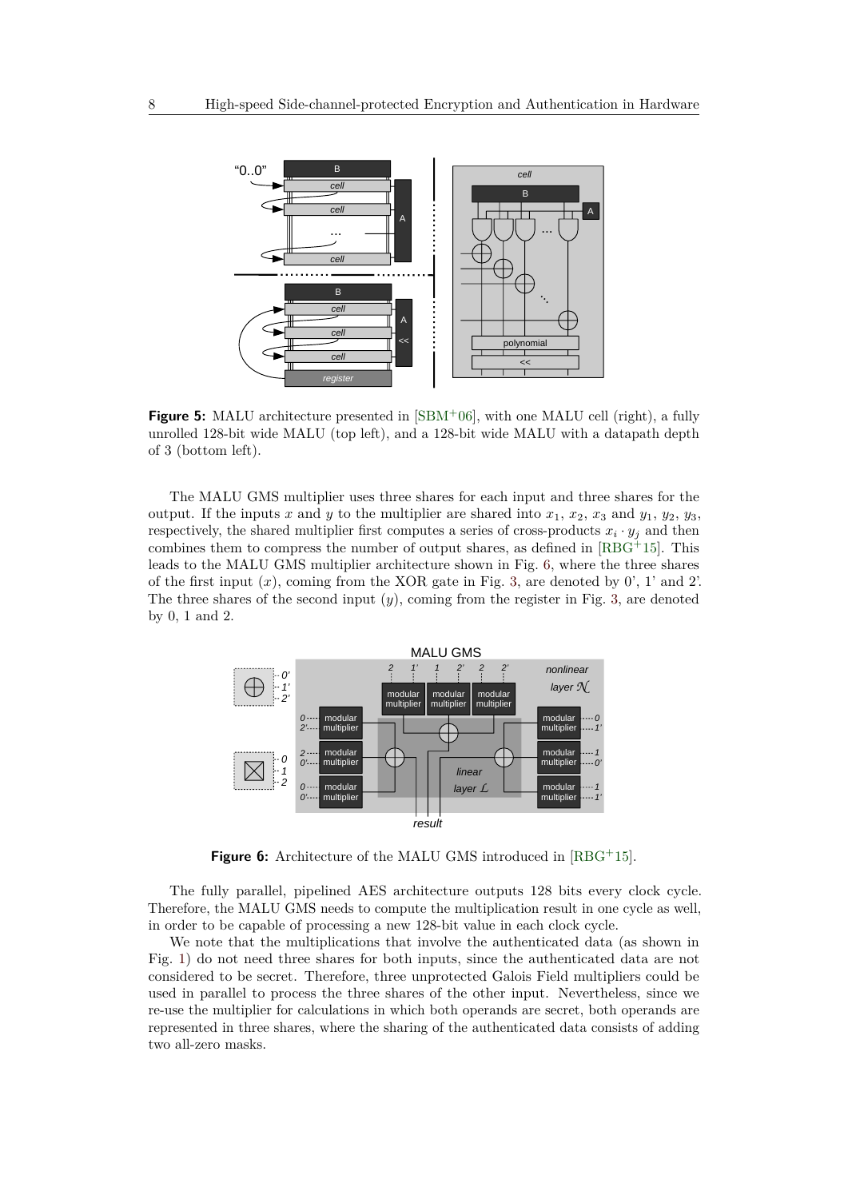**Figure 5:** MALU architecture presented in [SBM+06], with one MALU cell (right), a fully unrolled 128-bit wide MALU (top left), and a 128-bit wide MALU with a datapath depth of 3 (bottom left).

The MALU GMS multiplier uses three shares for each input and three shares for the output. If the inputs $x$ and $y$ to the multiplier are shared into $x_1$, $x_2$, $x_3$ and $y_1$, $y_2$, $y_3$, respectively, the shared multiplier first computes a series of cross-products $x_i \cdot y_j$ and then combines them to compress the number of output shares, as defined in [RBG+15]. This leads to the MALU GMS multiplier architecture shown in Fig. 6, where the three shares of the first input ($x$), coming from the XOR gate in Fig. 3, are denoted by 0', 1' and 2'. The three shares of the second input ($y$), coming from the register in Fig. 3, are denoted by 0, 1 and 2.

**Figure 6:** Architecture of the MALU GMS introduced in [RBG+15].

The fully parallel, pipelined AES architecture outputs 128 bits every clock cycle. Therefore, the MALU GMS needs to compute the multiplication result in one cycle as well, in order to be capable of processing a new 128-bit value in each clock cycle.

We note that the multiplications that involve the authenticated data (as shown in Fig. 1) do not need three shares for both inputs, since the authenticated data are not considered to be secret. Therefore, three unprotected Galois Field multipliers could be used in parallel to process the three shares of the other input. Nevertheless, since we re-use the multiplier for calculations in which both operands are secret, both operands are represented in three shares, where the sharing of the authenticated data consists of adding two all-zero masks.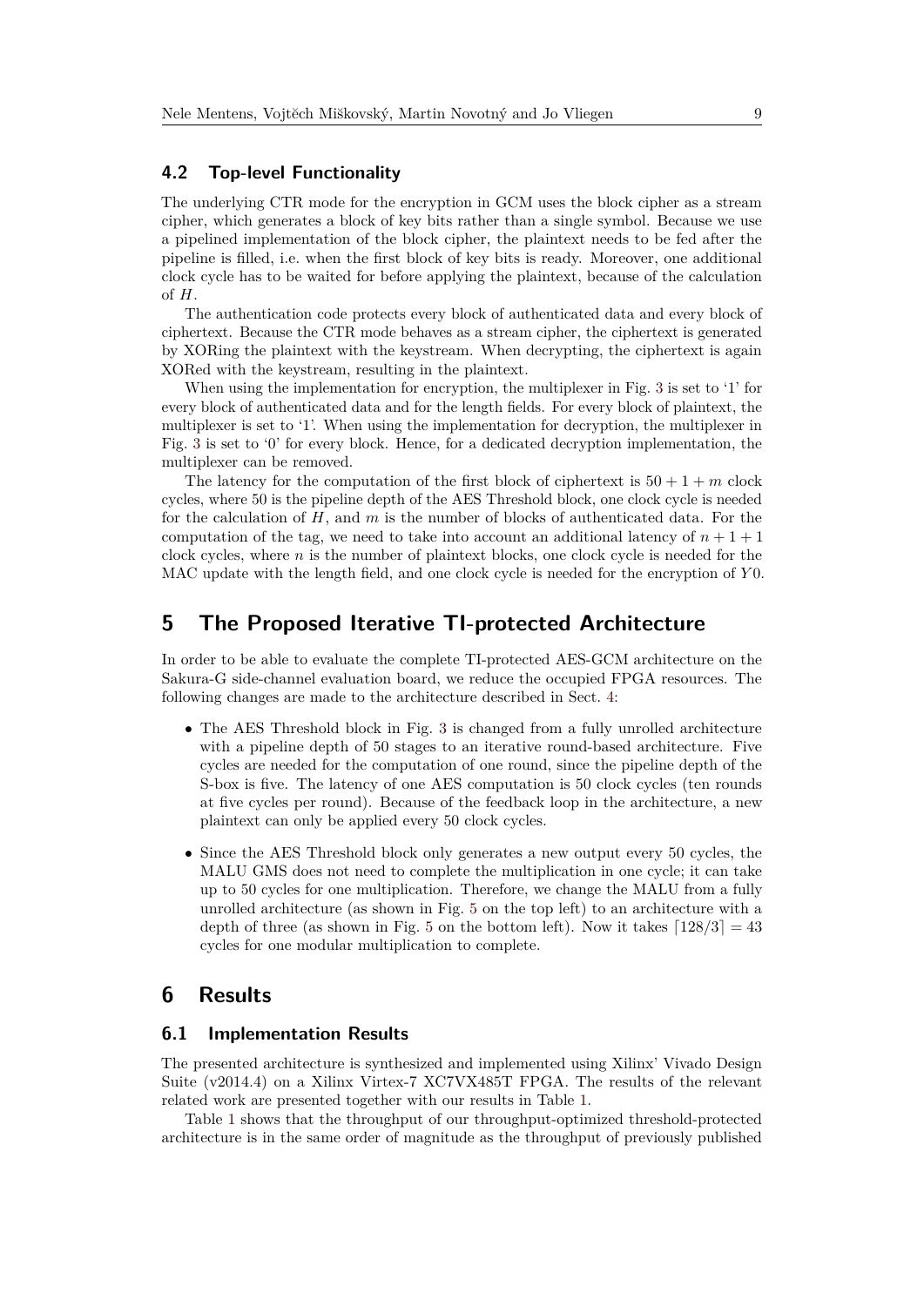### 4.2 Top-level Functionality

The underlying CTR mode for the encryption in GCM uses the block cipher as a stream cipher, which generates a block of key bits rather than a single symbol. Because we use a pipelined implementation of the block cipher, the plaintext needs to be fed after the pipeline is filled, i.e. when the first block of key bits is ready. Moreover, one additional clock cycle has to be waited for before applying the plaintext, because of the calculation of $H$.

The authentication code protects every block of authenticated data and every block of ciphertext. Because the CTR mode behaves as a stream cipher, the ciphertext is generated by XORing the plaintext with the keystream. When decrypting, the ciphertext is again XORed with the keystream, resulting in the plaintext.

When using the implementation for encryption, the multiplexer in Fig. 3 is set to '1' for every block of authenticated data and for the length fields. For every block of plaintext, the multiplexer is set to '1'. When using the implementation for decryption, the multiplexer in Fig. 3 is set to '0' for every block. Hence, for a dedicated decryption implementation, the multiplexer can be removed.

The latency for the computation of the first block of ciphertext is $50 + 1 + m$ clock cycles, where 50 is the pipeline depth of the AES Threshold block, one clock cycle is needed for the calculation of $H$, and $m$ is the number of blocks of authenticated data. For the computation of the tag, we need to take into account an additional latency of $n + 1 + 1$ clock cycles, where $n$ is the number of plaintext blocks, one clock cycle is needed for the MAC update with the length field, and one clock cycle is needed for the encryption of $Y0$.

## 5 The Proposed Iterative TI-protected Architecture

In order to be able to evaluate the complete TI-protected AES-GCM architecture on the Sakura-G side-channel evaluation board, we reduce the occupied FPGA resources. The following changes are made to the architecture described in Sect. 4:

- The AES Threshold block in Fig. 3 is changed from a fully unrolled architecture with a pipeline depth of 50 stages to an iterative round-based architecture. Five cycles are needed for the computation of one round, since the pipeline depth of the S-box is five. The latency of one AES computation is 50 clock cycles (ten rounds at five cycles per round). Because of the feedback loop in the architecture, a new plaintext can only be applied every 50 clock cycles.

- Since the AES Threshold block only generates a new output every 50 cycles, the MALU GMS does not need to complete the multiplication in one cycle; it can take up to 50 cycles for one multiplication. Therefore, we change the MALU from a fully unrolled architecture (as shown in Fig. 5 on the top left) to an architecture with a depth of three (as shown in Fig. 5 on the bottom left). Now it takes $\lceil 128/3 \rceil = 43$ cycles for one modular multiplication to complete.

## 6 Results

### 6.1 Implementation Results

The presented architecture is synthesized and implemented using Xilinx' Vivado Design Suite (v2014.4) on a Xilinx Virtex-7 XC7VX485T FPGA. The results of the relevant related work are presented together with our results in Table 1.

Table 1 shows that the throughput of our throughput-optimized threshold-protected architecture is in the same order of magnitude as the throughput of previously published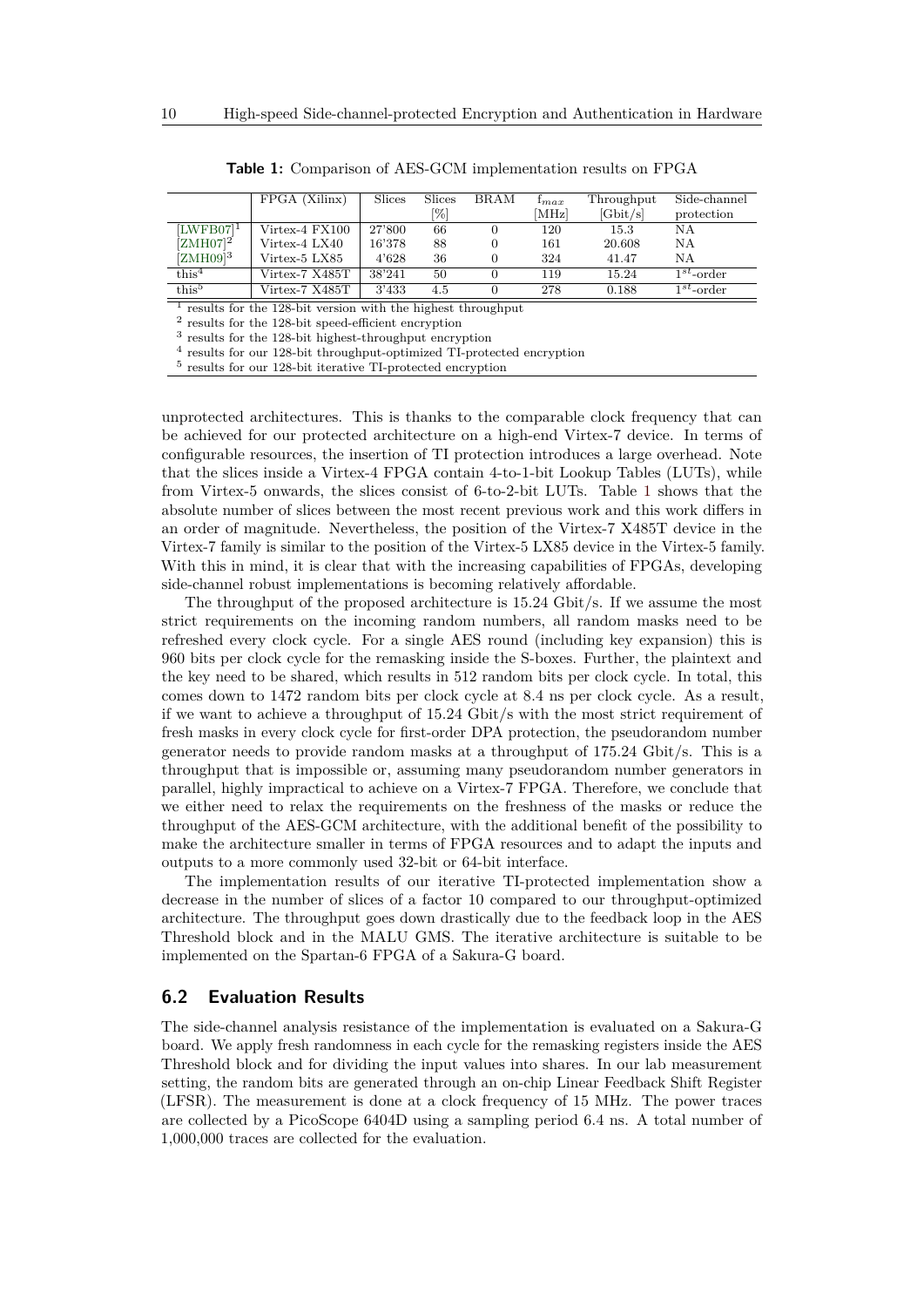**Table 1:** Comparison of AES-GCM implementation results on FPGA

| | FPGA (Xilinx) | Slices | Slices [%] | BRAM | $f_{max}$ [MHz] | Throughput [Gbit/s] | Side-channel protection |
|---|---|---|---|---|---|---|---|
| [LWFB07][1] | Virtex-4 FX100 | 27'800 | 66 | 0 | 120 | 15.3 | NA |
| [ZMH07][2] | Virtex-4 LX40 | 16'378 | 88 | 0 | 161 | 20.608 | NA |
| [ZMH09][3] | Virtex-5 LX85 | 4'628 | 36 | 0 | 324 | 41.47 | NA |
| this[4] | Virtex-7 X485T | 38'241 | 50 | 0 | 119 | 15.24 | $1^{st}$-order |
| this[5] | Virtex-7 X485T | 3'433 | 4.5 | 0 | 278 | 0.188 | $1^{st}$-order |

[1] results for the 128-bit version with the highest throughput
[2] results for the 128-bit speed-efficient encryption
[3] results for the 128-bit highest-throughput encryption
[4] results for our 128-bit throughput-optimized TI-protected encryption
[5] results for our 128-bit iterative TI-protected encryption

unprotected architectures. This is thanks to the comparable clock frequency that can be achieved for our protected architecture on a high-end Virtex-7 device. In terms of configurable resources, the insertion of TI protection introduces a large overhead. Note that the slices inside a Virtex-4 FPGA contain 4-to-1-bit Lookup Tables (LUTs), while from Virtex-5 onwards, the slices consist of 6-to-2-bit LUTs. Table 1 shows that the absolute number of slices between the most recent previous work and this work differs in an order of magnitude. Nevertheless, the position of the Virtex-7 X485T device in the Virtex-7 family is similar to the position of the Virtex-5 LX85 device in the Virtex-5 family. With this in mind, it is clear that with the increasing capabilities of FPGAs, developing side-channel robust implementations is becoming relatively affordable.

The throughput of the proposed architecture is 15.24 Gbit/s. If we assume the most strict requirements on the incoming random numbers, all random masks need to be refreshed every clock cycle. For a single AES round (including key expansion) this is 960 bits per clock cycle for the remasking inside the S-boxes. Further, the plaintext and the key need to be shared, which results in 512 random bits per clock cycle. In total, this comes down to 1472 random bits per clock cycle at 8.4 ns per clock cycle. As a result, if we want to achieve a throughput of 15.24 Gbit/s with the most strict requirement of fresh masks in every clock cycle for first-order DPA protection, the pseudorandom number generator needs to provide random masks at a throughput of 175.24 Gbit/s. This is a throughput that is impossible or, assuming many pseudorandom number generators in parallel, highly impractical to achieve on a Virtex-7 FPGA. Therefore, we conclude that we either need to relax the requirements on the freshness of the masks or reduce the throughput of the AES-GCM architecture, with the additional benefit of the possibility to make the architecture smaller in terms of FPGA resources and to adapt the inputs and outputs to a more commonly used 32-bit or 64-bit interface.

The implementation results of our iterative TI-protected implementation show a decrease in the number of slices of a factor 10 compared to our throughput-optimized architecture. The throughput goes down drastically due to the feedback loop in the AES Threshold block and in the MALU GMS. The iterative architecture is suitable to be implemented on the Spartan-6 FPGA of a Sakura-G board.

## 6.2 Evaluation Results

The side-channel analysis resistance of the implementation is evaluated on a Sakura-G board. We apply fresh randomness in each cycle for the remasking registers inside the AES Threshold block and for dividing the input values into shares. In our lab measurement setting, the random bits are generated through an on-chip Linear Feedback Shift Register (LFSR). The measurement is done at a clock frequency of 15 MHz. The power traces are collected by a PicoScope 6404D using a sampling period 6.4 ns. A total number of 1,000,000 traces are collected for the evaluation.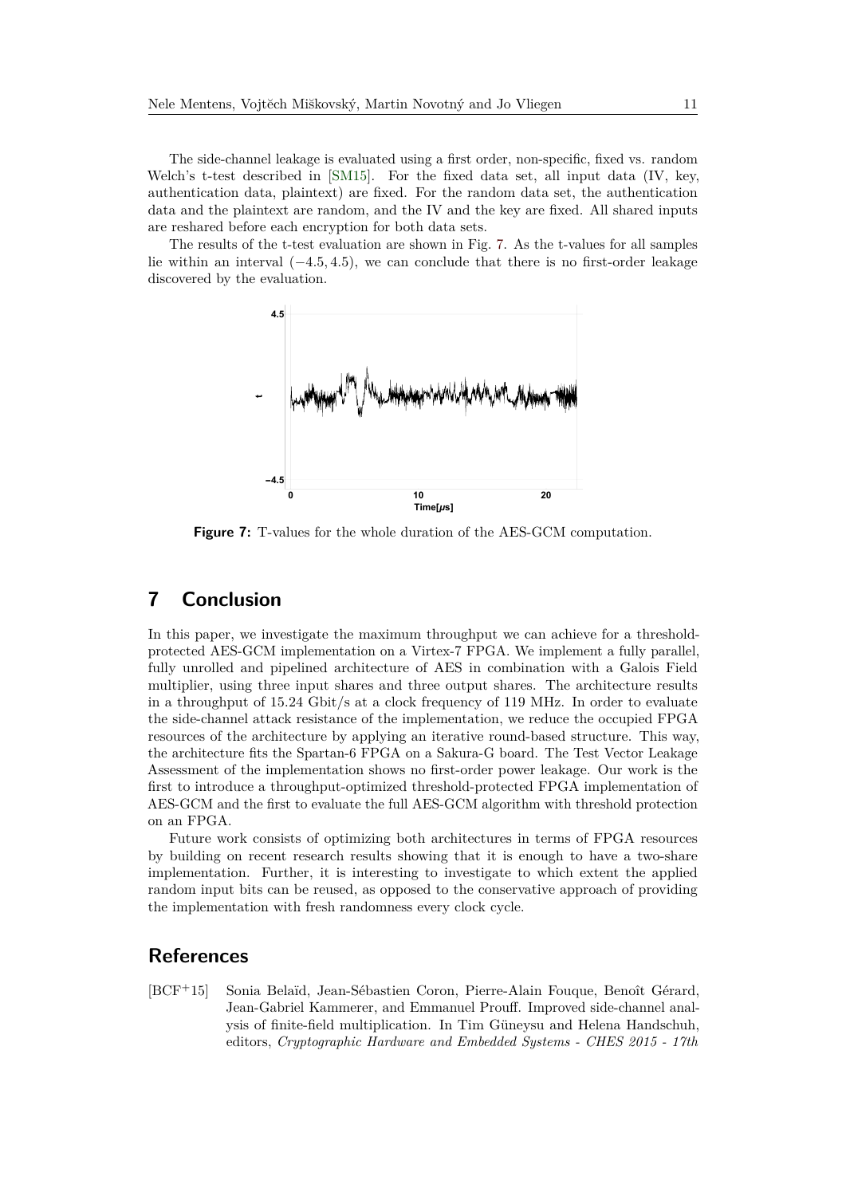The side-channel leakage is evaluated using a first order, non-specific, fixed vs. random Welch's t-test described in [SM15]. For the fixed data set, all input data (IV, key, authentication data, plaintext) are fixed. For the random data set, the authentication data and the plaintext are random, and the IV and the key are fixed. All shared inputs are reshared before each encryption for both data sets.

The results of the t-test evaluation are shown in Fig. 7. As the t-values for all samples lie within an interval $(-4.5, 4.5)$, we can conclude that there is no first-order leakage discovered by the evaluation.

4.5
t
−4.5
0
10
20
Time[μs]

**Figure 7:** T-values for the whole duration of the AES-GCM computation.

## 7 Conclusion

In this paper, we investigate the maximum throughput we can achieve for a threshold-protected AES-GCM implementation on a Virtex-7 FPGA. We implement a fully parallel, fully unrolled and pipelined architecture of AES in combination with a Galois Field multiplier, using three input shares and three output shares. The architecture results in a throughput of 15.24 Gbit/s at a clock frequency of 119 MHz. In order to evaluate the side-channel attack resistance of the implementation, we reduce the occupied FPGA resources of the architecture by applying an iterative round-based structure. This way, the architecture fits the Spartan-6 FPGA on a Sakura-G board. The Test Vector Leakage Assessment of the implementation shows no first-order power leakage. Our work is the first to introduce a throughput-optimized threshold-protected FPGA implementation of AES-GCM and the first to evaluate the full AES-GCM algorithm with threshold protection on an FPGA.

Future work consists of optimizing both architectures in terms of FPGA resources by building on recent research results showing that it is enough to have a two-share implementation. Further, it is interesting to investigate to which extent the applied random input bits can be reused, as opposed to the conservative approach of providing the implementation with fresh randomness every clock cycle.

## References

[BCF+15] Sonia Belaïd, Jean-Sébastien Coron, Pierre-Alain Fouque, Benoît Gérard, Jean-Gabriel Kammerer, and Emmanuel Prouff. Improved side-channel analysis of finite-field multiplication. In Tim Güneysu and Helena Handschuh, editors, *Cryptographic Hardware and Embedded Systems - CHES 2015 - 17th*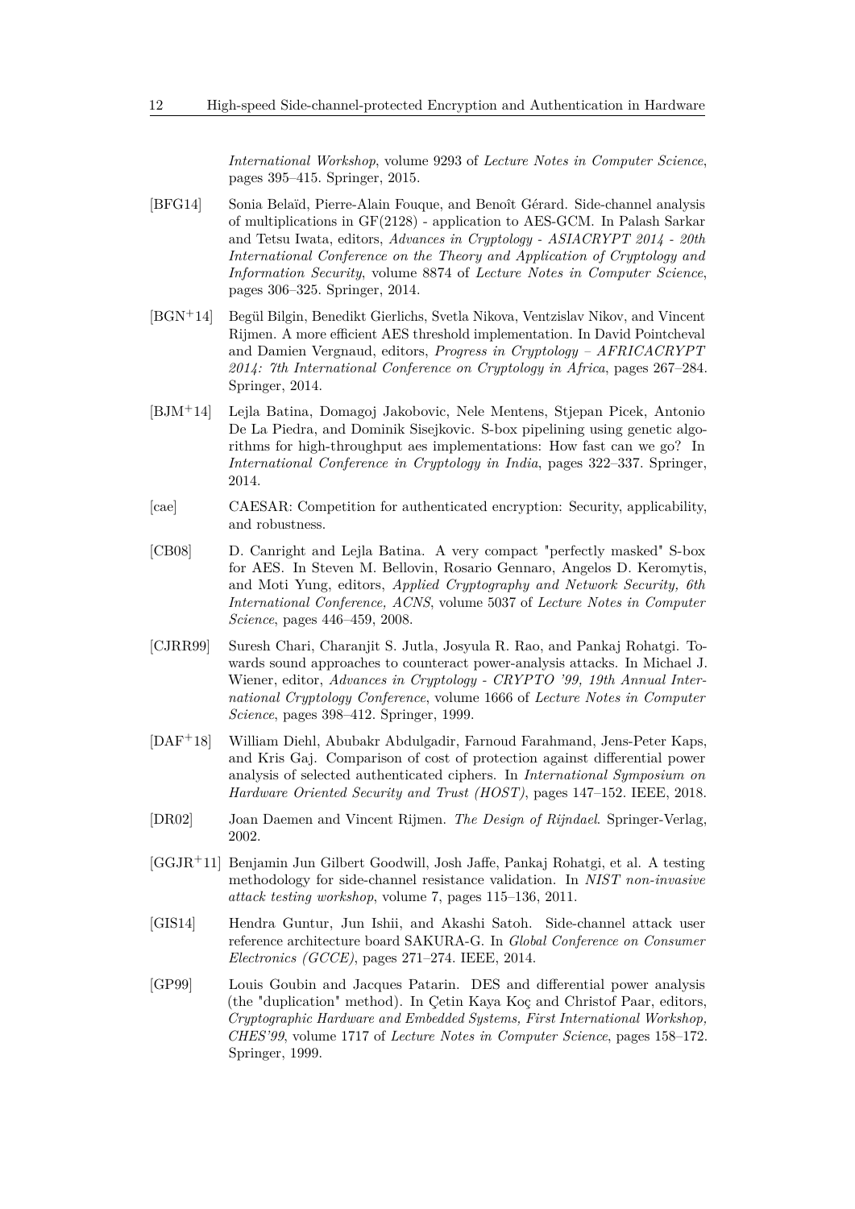*International Workshop*, volume 9293 of *Lecture Notes in Computer Science*, pages 395–415. Springer, 2015.

[BFG14] Sonia Belaïd, Pierre-Alain Fouque, and Benoît Gérard. Side-channel analysis of multiplications in GF(2128) - application to AES-GCM. In Palash Sarkar and Tetsu Iwata, editors, *Advances in Cryptology - ASIACRYPT 2014 - 20th International Conference on the Theory and Application of Cryptology and Information Security*, volume 8874 of *Lecture Notes in Computer Science*, pages 306–325. Springer, 2014.

[BGN+14] Begül Bilgin, Benedikt Gierlichs, Svetla Nikova, Ventzislav Nikov, and Vincent Rijmen. A more efficient AES threshold implementation. In David Pointcheval and Damien Vergnaud, editors, *Progress in Cryptology – AFRICACRYPT 2014: 7th International Conference on Cryptology in Africa*, pages 267–284. Springer, 2014.

[BJM+14] Lejla Batina, Domagoj Jakobovic, Nele Mentens, Stjepan Picek, Antonio De La Piedra, and Dominik Sisejkovic. S-box pipelining using genetic algorithms for high-throughput aes implementations: How fast can we go? In *International Conference in Cryptology in India*, pages 322–337. Springer, 2014.

[cae] CAESAR: Competition for authenticated encryption: Security, applicability, and robustness.

[CB08] D. Canright and Lejla Batina. A very compact "perfectly masked" S-box for AES. In Steven M. Bellovin, Rosario Gennaro, Angelos D. Keromytis, and Moti Yung, editors, *Applied Cryptography and Network Security, 6th International Conference, ACNS*, volume 5037 of *Lecture Notes in Computer Science*, pages 446–459, 2008.

[CJRR99] Suresh Chari, Charanjit S. Jutla, Josyula R. Rao, and Pankaj Rohatgi. Towards sound approaches to counteract power-analysis attacks. In Michael J. Wiener, editor, *Advances in Cryptology - CRYPTO '99, 19th Annual International Cryptology Conference*, volume 1666 of *Lecture Notes in Computer Science*, pages 398–412. Springer, 1999.

[DAF+18] William Diehl, Abubakr Abdulgadir, Farnoud Farahmand, Jens-Peter Kaps, and Kris Gaj. Comparison of cost of protection against differential power analysis of selected authenticated ciphers. In *International Symposium on Hardware Oriented Security and Trust (HOST)*, pages 147–152. IEEE, 2018.

[DR02] Joan Daemen and Vincent Rijmen. *The Design of Rijndael*. Springer-Verlag, 2002.

[GGJR+11] Benjamin Jun Gilbert Goodwill, Josh Jaffe, Pankaj Rohatgi, et al. A testing methodology for side-channel resistance validation. In *NIST non-invasive attack testing workshop*, volume 7, pages 115–136, 2011.

[GIS14] Hendra Guntur, Jun Ishii, and Akashi Satoh. Side-channel attack user reference architecture board SAKURA-G. In *Global Conference on Consumer Electronics (GCCE)*, pages 271–274. IEEE, 2014.

[GP99] Louis Goubin and Jacques Patarin. DES and differential power analysis (the "duplication" method). In Çetin Kaya Koç and Christof Paar, editors, *Cryptographic Hardware and Embedded Systems, First International Workshop, CHES'99*, volume 1717 of *Lecture Notes in Computer Science*, pages 158–172. Springer, 1999.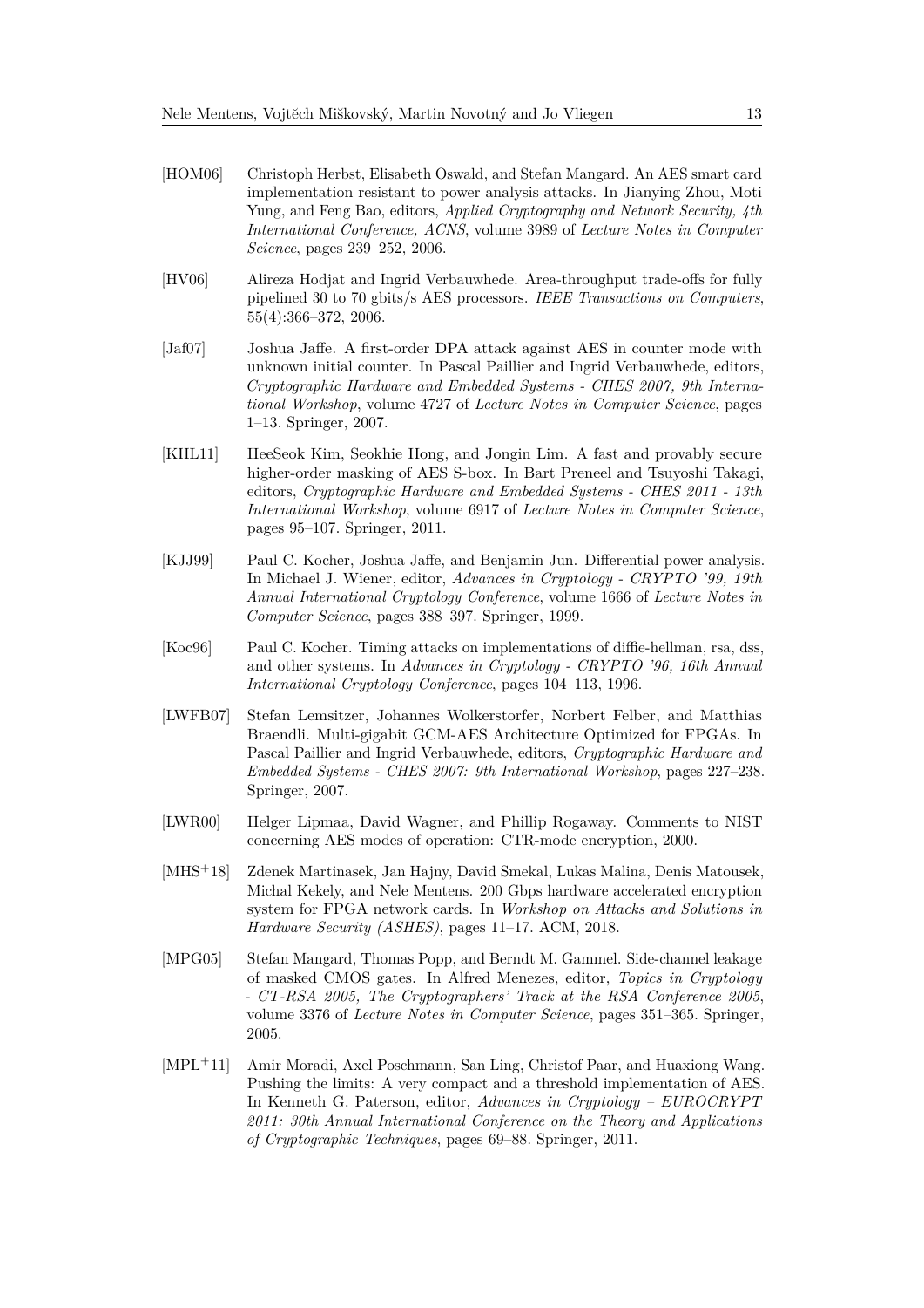[HOM06] Christoph Herbst, Elisabeth Oswald, and Stefan Mangard. An AES smart card implementation resistant to power analysis attacks. In Jianying Zhou, Moti Yung, and Feng Bao, editors, *Applied Cryptography and Network Security, 4th International Conference, ACNS*, volume 3989 of *Lecture Notes in Computer Science*, pages 239–252, 2006.

[HV06] Alireza Hodjat and Ingrid Verbauwhede. Area-throughput trade-offs for fully pipelined 30 to 70 gbits/s AES processors. *IEEE Transactions on Computers*, 55(4):366–372, 2006.

[Jaf07] Joshua Jaffe. A first-order DPA attack against AES in counter mode with unknown initial counter. In Pascal Paillier and Ingrid Verbauwhede, editors, *Cryptographic Hardware and Embedded Systems - CHES 2007, 9th International Workshop*, volume 4727 of *Lecture Notes in Computer Science*, pages 1–13. Springer, 2007.

[KHL11] HeeSeok Kim, Seokhie Hong, and Jongin Lim. A fast and provably secure higher-order masking of AES S-box. In Bart Preneel and Tsuyoshi Takagi, editors, *Cryptographic Hardware and Embedded Systems - CHES 2011 - 13th International Workshop*, volume 6917 of *Lecture Notes in Computer Science*, pages 95–107. Springer, 2011.

[KJJ99] Paul C. Kocher, Joshua Jaffe, and Benjamin Jun. Differential power analysis. In Michael J. Wiener, editor, *Advances in Cryptology - CRYPTO '99, 19th Annual International Cryptology Conference*, volume 1666 of *Lecture Notes in Computer Science*, pages 388–397. Springer, 1999.

[Koc96] Paul C. Kocher. Timing attacks on implementations of diffie-hellman, rsa, dss, and other systems. In *Advances in Cryptology - CRYPTO '96, 16th Annual International Cryptology Conference*, pages 104–113, 1996.

[LWFB07] Stefan Lemsitzer, Johannes Wolkerstorfer, Norbert Felber, and Matthias Braendli. Multi-gigabit GCM-AES Architecture Optimized for FPGAs. In Pascal Paillier and Ingrid Verbauwhede, editors, *Cryptographic Hardware and Embedded Systems - CHES 2007: 9th International Workshop*, pages 227–238. Springer, 2007.

[LWR00] Helger Lipmaa, David Wagner, and Phillip Rogaway. Comments to NIST concerning AES modes of operation: CTR-mode encryption, 2000.

[MHS+18] Zdenek Martinasek, Jan Hajny, David Smekal, Lukas Malina, Denis Matousek, Michal Kekely, and Nele Mentens. 200 Gbps hardware accelerated encryption system for FPGA network cards. In *Workshop on Attacks and Solutions in Hardware Security (ASHES)*, pages 11–17. ACM, 2018.

[MPG05] Stefan Mangard, Thomas Popp, and Berndt M. Gammel. Side-channel leakage of masked CMOS gates. In Alfred Menezes, editor, *Topics in Cryptology - CT-RSA 2005, The Cryptographers' Track at the RSA Conference 2005*, volume 3376 of *Lecture Notes in Computer Science*, pages 351–365. Springer, 2005.

[MPL+11] Amir Moradi, Axel Poschmann, San Ling, Christof Paar, and Huaxiong Wang. Pushing the limits: A very compact and a threshold implementation of AES. In Kenneth G. Paterson, editor, *Advances in Cryptology – EUROCRYPT 2011: 30th Annual International Conference on the Theory and Applications of Cryptographic Techniques*, pages 69–88. Springer, 2011.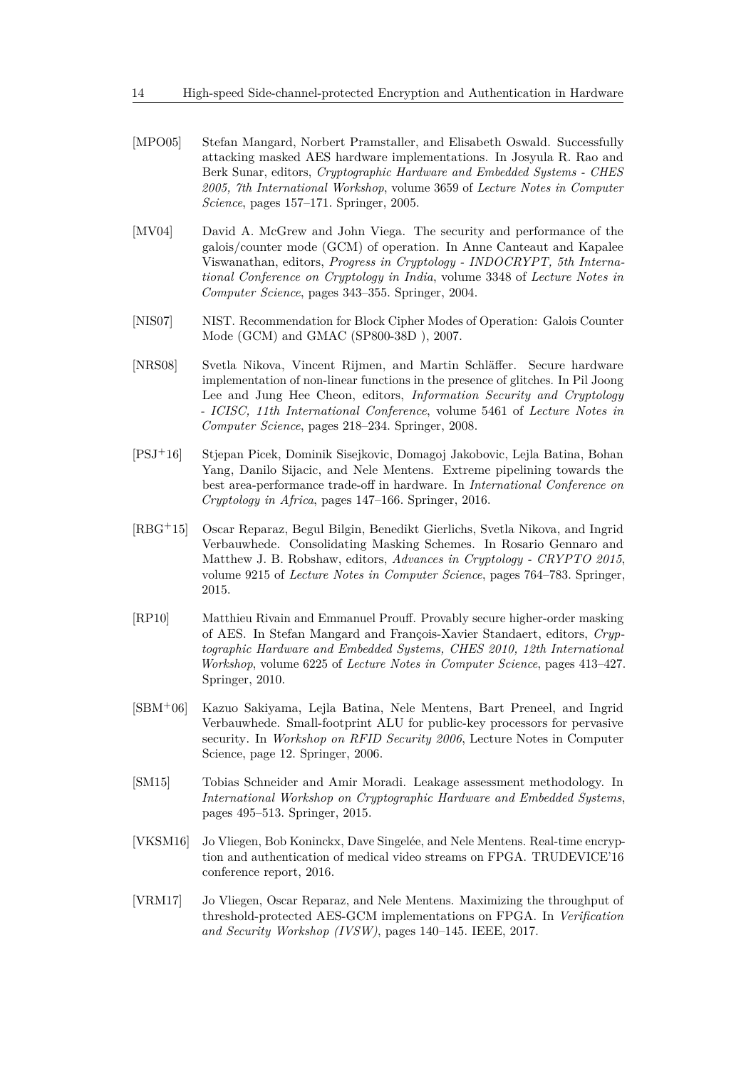[MPO05] Stefan Mangard, Norbert Pramstaller, and Elisabeth Oswald. Successfully attacking masked AES hardware implementations. In Josyula R. Rao and Berk Sunar, editors, *Cryptographic Hardware and Embedded Systems - CHES 2005, 7th International Workshop*, volume 3659 of *Lecture Notes in Computer Science*, pages 157–171. Springer, 2005.

[MV04] David A. McGrew and John Viega. The security and performance of the galois/counter mode (GCM) of operation. In Anne Canteaut and Kapalee Viswanathan, editors, *Progress in Cryptology - INDOCRYPT, 5th International Conference on Cryptology in India*, volume 3348 of *Lecture Notes in Computer Science*, pages 343–355. Springer, 2004.

[NIS07] NIST. Recommendation for Block Cipher Modes of Operation: Galois Counter Mode (GCM) and GMAC (SP800-38D ), 2007.

[NRS08] Svetla Nikova, Vincent Rijmen, and Martin Schläffer. Secure hardware implementation of non-linear functions in the presence of glitches. In Pil Joong Lee and Jung Hee Cheon, editors, *Information Security and Cryptology - ICISC, 11th International Conference*, volume 5461 of *Lecture Notes in Computer Science*, pages 218–234. Springer, 2008.

[PSJ+16] Stjepan Picek, Dominik Sisejkovic, Domagoj Jakobovic, Lejla Batina, Bohan Yang, Danilo Sijacic, and Nele Mentens. Extreme pipelining towards the best area-performance trade-off in hardware. In *International Conference on Cryptology in Africa*, pages 147–166. Springer, 2016.

[RBG+15] Oscar Reparaz, Begul Bilgin, Benedikt Gierlichs, Svetla Nikova, and Ingrid Verbauwhede. Consolidating Masking Schemes. In Rosario Gennaro and Matthew J. B. Robshaw, editors, *Advances in Cryptology - CRYPTO 2015*, volume 9215 of *Lecture Notes in Computer Science*, pages 764–783. Springer, 2015.

[RP10] Matthieu Rivain and Emmanuel Prouff. Provably secure higher-order masking of AES. In Stefan Mangard and François-Xavier Standaert, editors, *Cryptographic Hardware and Embedded Systems, CHES 2010, 12th International Workshop*, volume 6225 of *Lecture Notes in Computer Science*, pages 413–427. Springer, 2010.

[SBM+06] Kazuo Sakiyama, Lejla Batina, Nele Mentens, Bart Preneel, and Ingrid Verbauwhede. Small-footprint ALU for public-key processors for pervasive security. In *Workshop on RFID Security 2006*, Lecture Notes in Computer Science, page 12. Springer, 2006.

[SM15] Tobias Schneider and Amir Moradi. Leakage assessment methodology. In *International Workshop on Cryptographic Hardware and Embedded Systems*, pages 495–513. Springer, 2015.

[VKSM16] Jo Vliegen, Bob Koninckx, Dave Singelée, and Nele Mentens. Real-time encryption and authentication of medical video streams on FPGA. TRUDEVICE'16 conference report, 2016.

[VRM17] Jo Vliegen, Oscar Reparaz, and Nele Mentens. Maximizing the throughput of threshold-protected AES-GCM implementations on FPGA. In *Verification and Security Workshop (IVSW)*, pages 140–145. IEEE, 2017.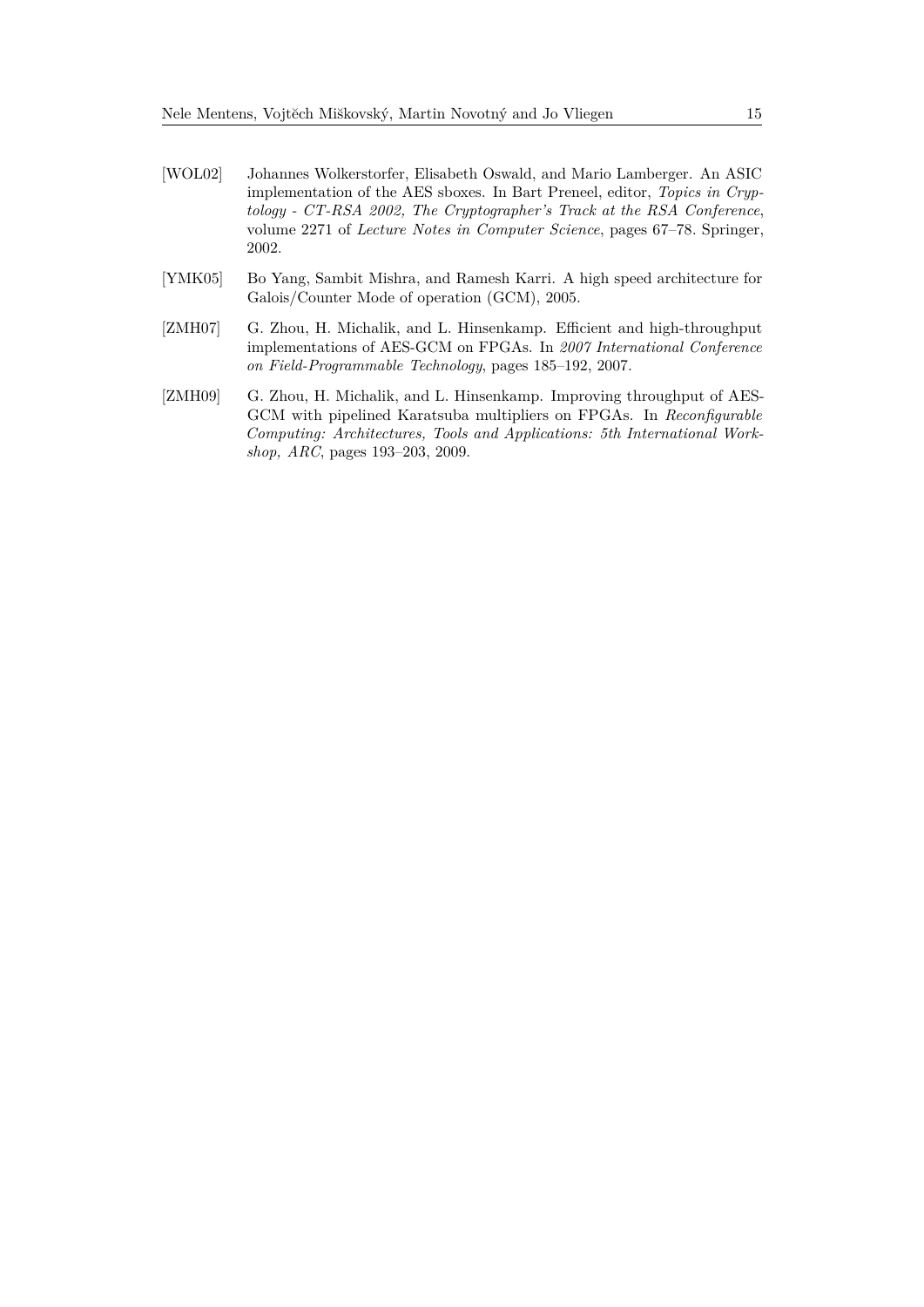[WOL02] Johannes Wolkerstorfer, Elisabeth Oswald, and Mario Lamberger. An ASIC implementation of the AES sboxes. In Bart Preneel, editor, *Topics in Cryptology - CT-RSA 2002, The Cryptographer's Track at the RSA Conference*, volume 2271 of *Lecture Notes in Computer Science*, pages 67–78. Springer, 2002.

[YMK05] Bo Yang, Sambit Mishra, and Ramesh Karri. A high speed architecture for Galois/Counter Mode of operation (GCM), 2005.

[ZMH07] G. Zhou, H. Michalik, and L. Hinsenkamp. Efficient and high-throughput implementations of AES-GCM on FPGAs. In *2007 International Conference on Field-Programmable Technology*, pages 185–192, 2007.

[ZMH09] G. Zhou, H. Michalik, and L. Hinsenkamp. Improving throughput of AES-GCM with pipelined Karatsuba multipliers on FPGAs. In *Reconfigurable Computing: Architectures, Tools and Applications: 5th International Workshop, ARC*, pages 193–203, 2009.